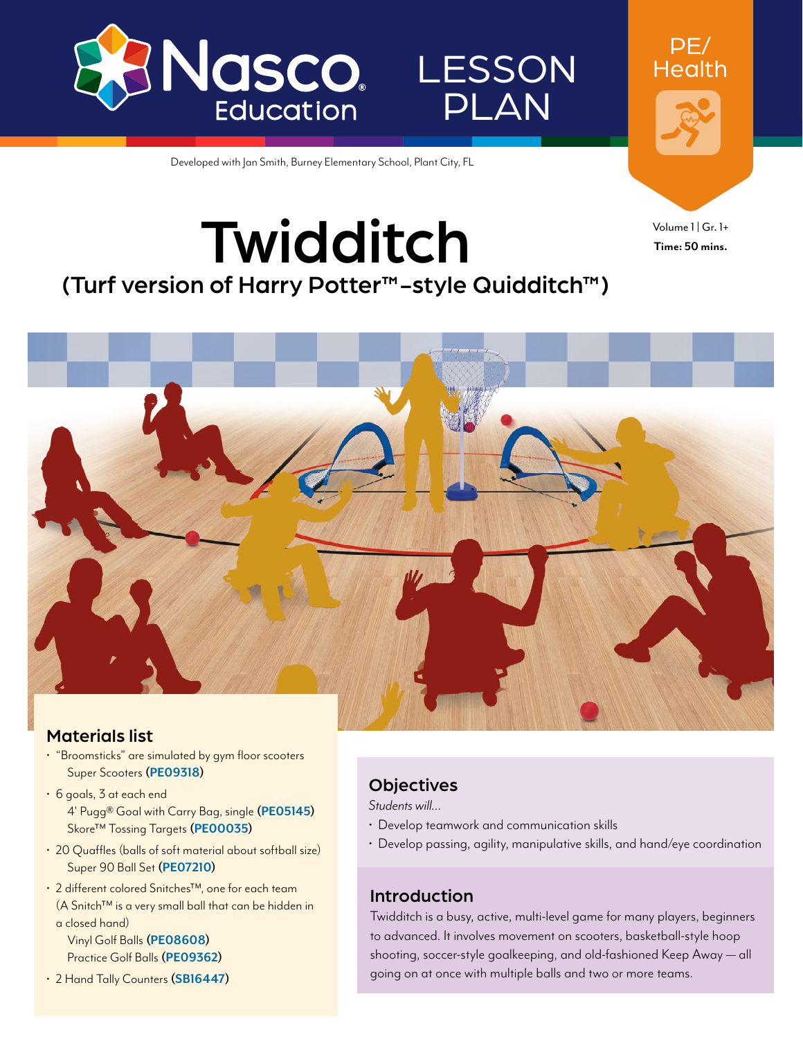Nasco Education

# LESSON PLAN

PE/ Health

Developed with Jan Smith, Burney Elementary School, Plant City, FL

# Twidditch

## (Turf version of Harry Potter™–style Quidditch™)

Volume 1 | Gr. 1+

**Time: 50 mins.**

## Materials list

- "Broomsticks" are simulated by gym floor scooters
  Super Scooters (**PE09318**)
- 6 goals, 3 at each end
  4' Pugg® Goal with Carry Bag, single (**PE05145**)
  Skore™ Tossing Targets (**PE00035**)
- 20 Quaffles (balls of soft material about softball size)
  Super 90 Ball Set (**PE07210**)
- 2 different colored Snitches™, one for each team
  (A Snitch™ is a very small ball that can be hidden in a closed hand)
  Vinyl Golf Balls (**PE08608**)
  Practice Golf Balls (**PE09362**)
- 2 Hand Tally Counters (**SB16447**)

## Objectives

*Students will...*

- Develop teamwork and communication skills
- Develop passing, agility, manipulative skills, and hand/eye coordination

## Introduction

Twidditch is a busy, active, multi-level game for many players, beginners to advanced. It involves movement on scooters, basketball-style hoop shooting, soccer-style goalkeeping, and old-fashioned Keep Away — all going on at once with multiple balls and two or more teams.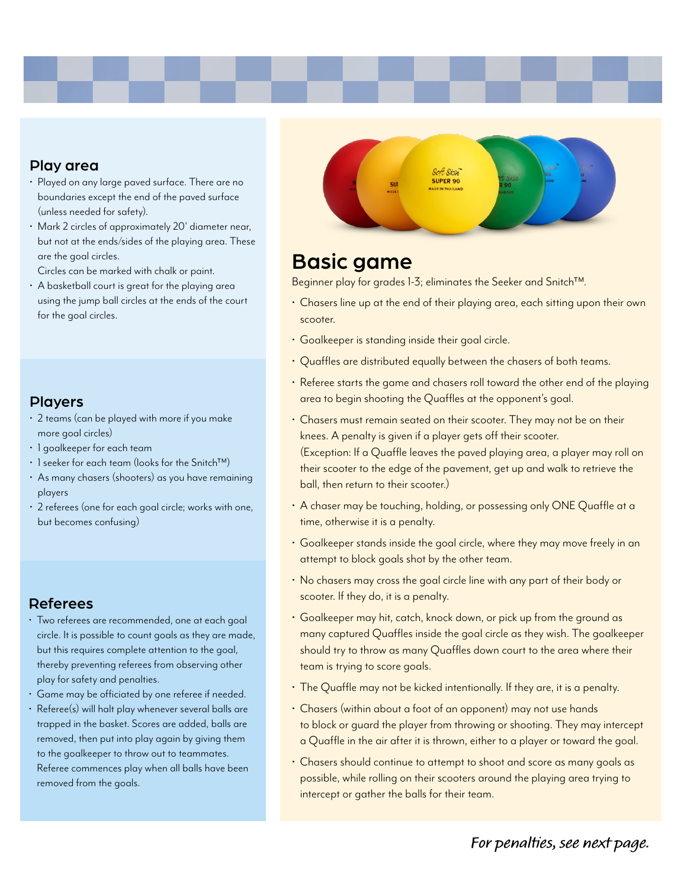## Play area

- Played on any large paved surface. There are no boundaries except the end of the paved surface (unless needed for safety).
- Mark 2 circles of approximately 20' diameter near, but not at the ends/sides of the playing area. These are the goal circles.
  Circles can be marked with chalk or paint.
- A basketball court is great for the playing area using the jump ball circles at the ends of the court for the goal circles.

## Players

- 2 teams (can be played with more if you make more goal circles)
- 1 goalkeeper for each team
- 1 seeker for each team (looks for the Snitch™)
- As many chasers (shooters) as you have remaining players
- 2 referees (one for each goal circle; works with one, but becomes confusing)

## Referees

- Two referees are recommended, one at each goal circle. It is possible to count goals as they are made, but this requires complete attention to the goal, thereby preventing referees from observing other play for safety and penalties.
- Game may be officiated by one referee if needed.
- Referee(s) will halt play whenever several balls are trapped in the basket. Scores are added, balls are removed, then put into play again by giving them to the goalkeeper to throw out to teammates. Referee commences play when all balls have been removed from the goals.

# Basic game

Beginner play for grades 1-3; eliminates the Seeker and Snitch™.

- Chasers line up at the end of their playing area, each sitting upon their own scooter.
- Goalkeeper is standing inside their goal circle.
- Quaffles are distributed equally between the chasers of both teams.
- Referee starts the game and chasers roll toward the other end of the playing area to begin shooting the Quaffles at the opponent's goal.
- Chasers must remain seated on their scooter. They may not be on their knees. A penalty is given if a player gets off their scooter.
  (Exception: If a Quaffle leaves the paved playing area, a player may roll on their scooter to the edge of the pavement, get up and walk to retrieve the ball, then return to their scooter.)
- A chaser may be touching, holding, or possessing only ONE Quaffle at a time, otherwise it is a penalty.
- Goalkeeper stands inside the goal circle, where they may move freely in an attempt to block goals shot by the other team.
- No chasers may cross the goal circle line with any part of their body or scooter. If they do, it is a penalty.
- Goalkeeper may hit, catch, knock down, or pick up from the ground as many captured Quaffles inside the goal circle as they wish. The goalkeeper should try to throw as many Quaffles down court to the area where their team is trying to score goals.
- The Quaffle may not be kicked intentionally. If they are, it is a penalty.
- Chasers (within about a foot of an opponent) may not use hands to block or guard the player from throwing or shooting. They may intercept a Quaffle in the air after it is thrown, either to a player or toward the goal.
- Chasers should continue to attempt to shoot and score as many goals as possible, while rolling on their scooters around the playing area trying to intercept or gather the balls for their team.

*For penalties, see next page.*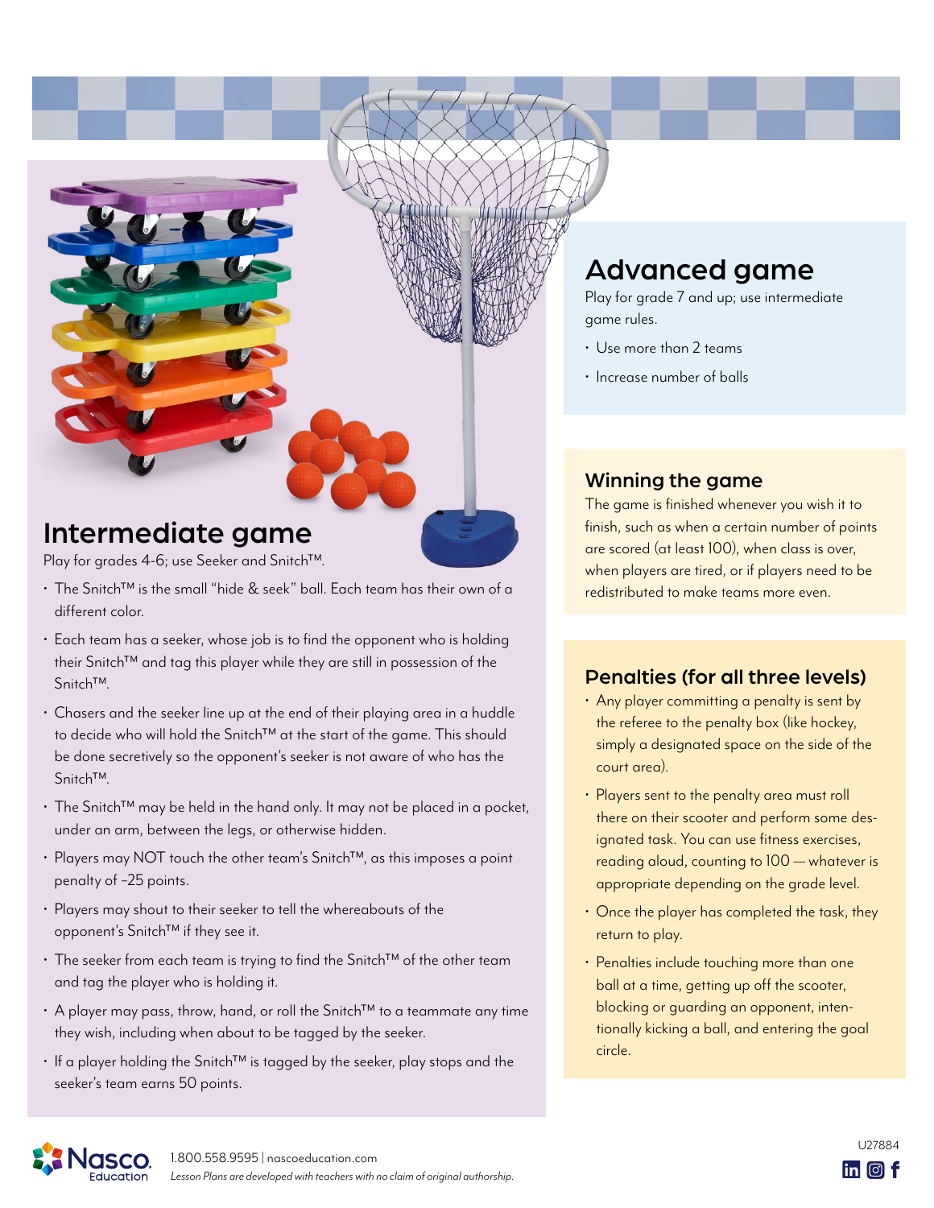## Intermediate game

Play for grades 4-6; use Seeker and Snitch™.

- The Snitch™ is the small "hide & seek" ball. Each team has their own of a different color.
- Each team has a seeker, whose job is to find the opponent who is holding their Snitch™ and tag this player while they are still in possession of the Snitch™.
- Chasers and the seeker line up at the end of their playing area in a huddle to decide who will hold the Snitch™ at the start of the game. This should be done secretively so the opponent's seeker is not aware of who has the Snitch™.
- The Snitch™ may be held in the hand only. It may not be placed in a pocket, under an arm, between the legs, or otherwise hidden.
- Players may NOT touch the other team's Snitch™, as this imposes a point penalty of –25 points.
- Players may shout to their seeker to tell the whereabouts of the opponent's Snitch™ if they see it.
- The seeker from each team is trying to find the Snitch™ of the other team and tag the player who is holding it.
- A player may pass, throw, hand, or roll the Snitch™ to a teammate any time they wish, including when about to be tagged by the seeker.
- If a player holding the Snitch™ is tagged by the seeker, play stops and the seeker's team earns 50 points.

## Advanced game

Play for grade 7 and up; use intermediate game rules.

- Use more than 2 teams
- Increase number of balls

### Winning the game

The game is finished whenever you wish it to finish, such as when a certain number of points are scored (at least 100), when class is over, when players are tired, or if players need to be redistributed to make teams more even.

### Penalties (for all three levels)

- Any player committing a penalty is sent by the referee to the penalty box (like hockey, simply a designated space on the side of the court area).
- Players sent to the penalty area must roll there on their scooter and perform some designated task. You can use fitness exercises, reading aloud, counting to 100 — whatever is appropriate depending on the grade level.
- Once the player has completed the task, they return to play.
- Penalties include touching more than one ball at a time, getting up off the scooter, blocking or guarding an opponent, intentionally kicking a ball, and entering the goal circle.

1.800.558.9595 | nascoeducation.com

*Lesson Plans are developed with teachers with no claim of original authorship.*

U27884